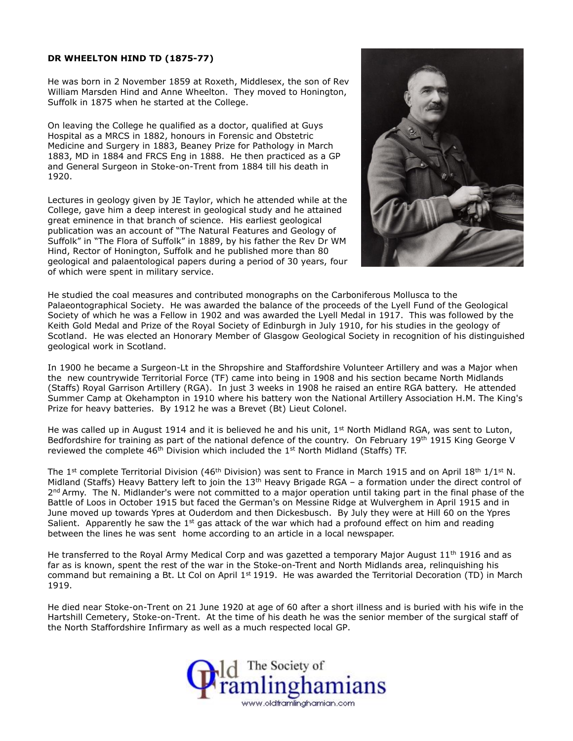**DR WHEELTON HIND TD (1875-77)**

He was born in 2 November 1859 at Roxeth, Middlesex, the son of Rev William Marsden Hind and Anne Wheelton. They moved to Honington, Suffolk in 1875 when he started at the College.

On leaving the College he qualified as a doctor, qualified at Guys Hospital as a MRCS in 1882, honours in Forensic and Obstetric Medicine and Surgery in 1883, Beaney Prize for Pathology in March 1883, MD in 1884 and FRCS Eng in 1888. He then practiced as a GP and General Surgeon in Stoke-on-Trent from 1884 till his death in 1920.

Lectures in geology given by JE Taylor, which he attended while at the College, gave him a deep interest in geological study and he attained great eminence in that branch of science. His earliest geological publication was an account of "The Natural Features and Geology of Suffolk" in "The Flora of Suffolk" in 1889, by his father the Rev Dr WM Hind, Rector of Honington, Suffolk and he published more than 80 geological and palaentological papers during a period of 30 years, four of which were spent in military service.

He studied the coal measures and contributed monographs on the Carboniferous Mollusca to the Palaeontographical Society. He was awarded the balance of the proceeds of the Lyell Fund of the Geological Society of which he was a Fellow in 1902 and was awarded the Lyell Medal in 1917. This was followed by the Keith Gold Medal and Prize of the Royal Society of Edinburgh in July 1910, for his studies in the geology of Scotland. He was elected an Honorary Member of Glasgow Geological Society in recognition of his distinguished geological work in Scotland.

In 1900 he became a Surgeon-Lt in the Shropshire and Staffordshire Volunteer Artillery and was a Major when the new countrywide Territorial Force (TF) came into being in 1908 and his section became North Midlands (Staffs) Royal Garrison Artillery (RGA). In just 3 weeks in 1908 he raised an entire RGA battery. He attended Summer Camp at Okehampton in 1910 where his battery won the National Artillery Association H.M. The King's Prize for heavy batteries. By 1912 he was a Brevet (Bt) Lieut Colonel.

He was called up in August 1914 and it is believed he and his unit, 1st North Midland RGA, was sent to Luton, Bedfordshire for training as part of the national defence of the country. On February 19th 1915 King George V reviewed the complete 46th Division which included the 1st North Midland (Staffs) TF.

The 1st complete Territorial Division (46th Division) was sent to France in March 1915 and on April 18th 1/1st N. Midland (Staffs) Heavy Battery left to join the 13th Heavy Brigade RGA – a formation under the direct control of 2nd Army. The N. Midlander's were not committed to a major operation until taking part in the final phase of the Battle of Loos in October 1915 but faced the German's on Messine Ridge at Wulverghem in April 1915 and in June moved up towards Ypres at Ouderdom and then Dickesbusch. By July they were at Hill 60 on the Ypres Salient. Apparently he saw the 1st gas attack of the war which had a profound effect on him and reading between the lines he was sent home according to an article in a local newspaper.

He transferred to the Royal Army Medical Corp and was gazetted a temporary Major August 11th 1916 and as far as is known, spent the rest of the war in the Stoke-on-Trent and North Midlands area, relinquishing his command but remaining a Bt. Lt Col on April 1st 1919. He was awarded the Territorial Decoration (TD) in March 1919.

He died near Stoke-on-Trent on 21 June 1920 at age of 60 after a short illness and is buried with his wife in the Hartshill Cemetery, Stoke-on-Trent. At the time of his death he was the senior member of the surgical staff of the North Staffordshire Infirmary as well as a much respected local GP.

Old The Society of Framlinghamians
www.oldframlinghamian.com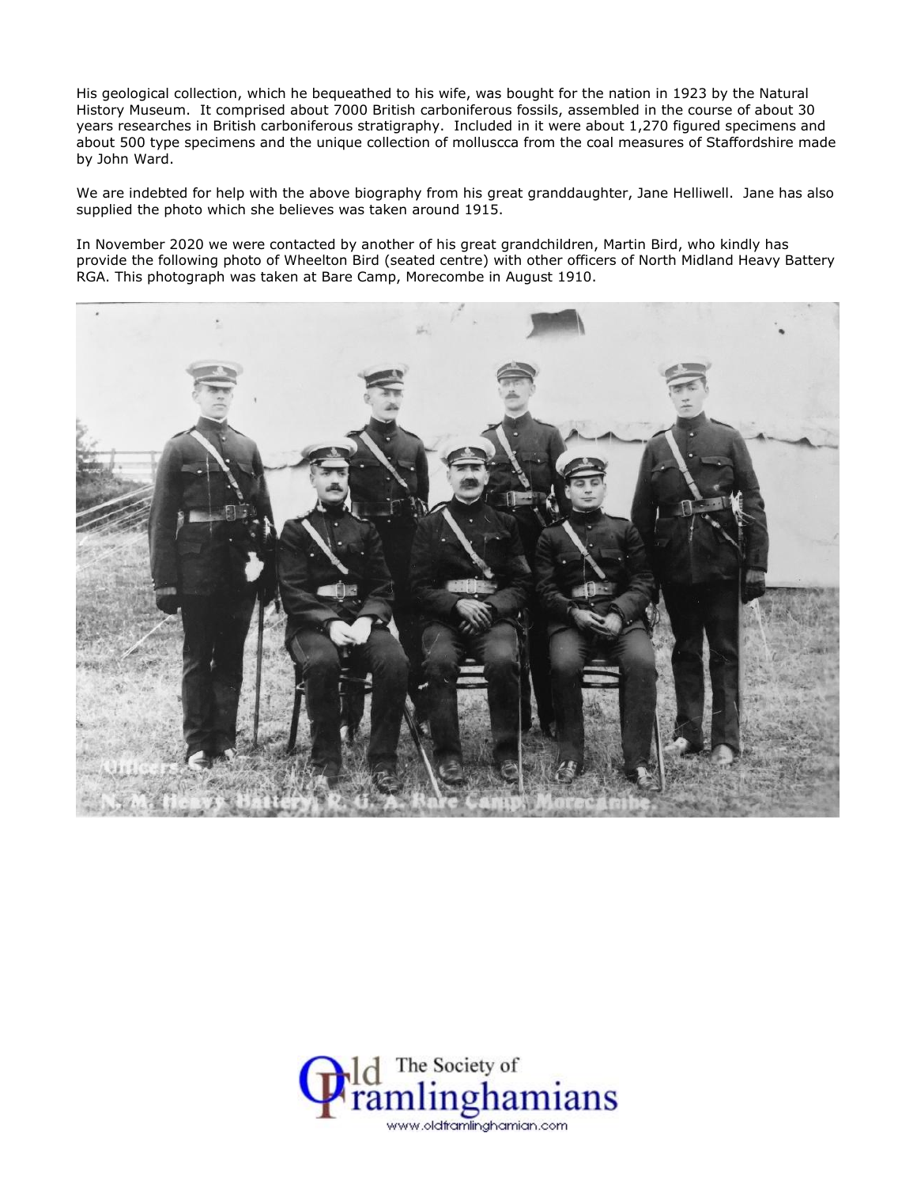His geological collection, which he bequeathed to his wife, was bought for the nation in 1923 by the Natural History Museum. It comprised about 7000 British carboniferous fossils, assembled in the course of about 30 years researches in British carboniferous stratigraphy. Included in it were about 1,270 figured specimens and about 500 type specimens and the unique collection of molluscca from the coal measures of Staffordshire made by John Ward.

We are indebted for help with the above biography from his great granddaughter, Jane Helliwell. Jane has also supplied the photo which she believes was taken around 1915.

In November 2020 we were contacted by another of his great grandchildren, Martin Bird, who kindly has provide the following photo of Wheelton Bird (seated centre) with other officers of North Midland Heavy Battery RGA. This photograph was taken at Bare Camp, Morecombe in August 1910.